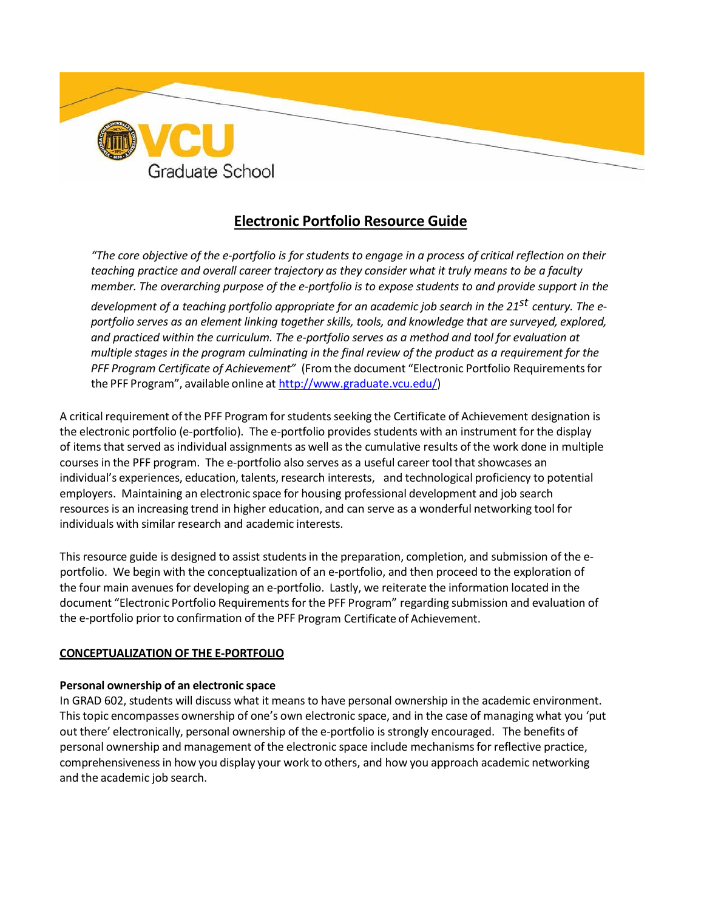VCU Graduate School

# Electronic Portfolio Resource Guide

*"The core objective of the e-portfolio is for students to engage in a process of critical reflection on their teaching practice and overall career trajectory as they consider what it truly means to be a faculty member. The overarching purpose of the e-portfolio is to expose students to and provide support in the development of a teaching portfolio appropriate for an academic job search in the 21st century. The e-portfolio serves as an element linking together skills, tools, and knowledge that are surveyed, explored, and practiced within the curriculum. The e-portfolio serves as a method and tool for evaluation at multiple stages in the program culminating in the final review of the product as a requirement for the PFF Program Certificate of Achievement"* (From the document "Electronic Portfolio Requirements for the PFF Program", available online at http://www.graduate.vcu.edu/)

A critical requirement of the PFF Program for students seeking the Certificate of Achievement designation is the electronic portfolio (e-portfolio). The e-portfolio provides students with an instrument for the display of items that served as individual assignments as well as the cumulative results of the work done in multiple courses in the PFF program. The e-portfolio also serves as a useful career tool that showcases an individual's experiences, education, talents, research interests, and technological proficiency to potential employers. Maintaining an electronic space for housing professional development and job search resources is an increasing trend in higher education, and can serve as a wonderful networking tool for individuals with similar research and academic interests.

This resource guide is designed to assist students in the preparation, completion, and submission of the e-portfolio. We begin with the conceptualization of an e-portfolio, and then proceed to the exploration of the four main avenues for developing an e-portfolio. Lastly, we reiterate the information located in the document "Electronic Portfolio Requirements for the PFF Program" regarding submission and evaluation of the e-portfolio prior to confirmation of the PFF Program Certificate of Achievement.

## CONCEPTUALIZATION OF THE E-PORTFOLIO

### Personal ownership of an electronic space

In GRAD 602, students will discuss what it means to have personal ownership in the academic environment. This topic encompasses ownership of one's own electronic space, and in the case of managing what you 'put out there' electronically, personal ownership of the e-portfolio is strongly encouraged. The benefits of personal ownership and management of the electronic space include mechanisms for reflective practice, comprehensiveness in how you display your work to others, and how you approach academic networking and the academic job search.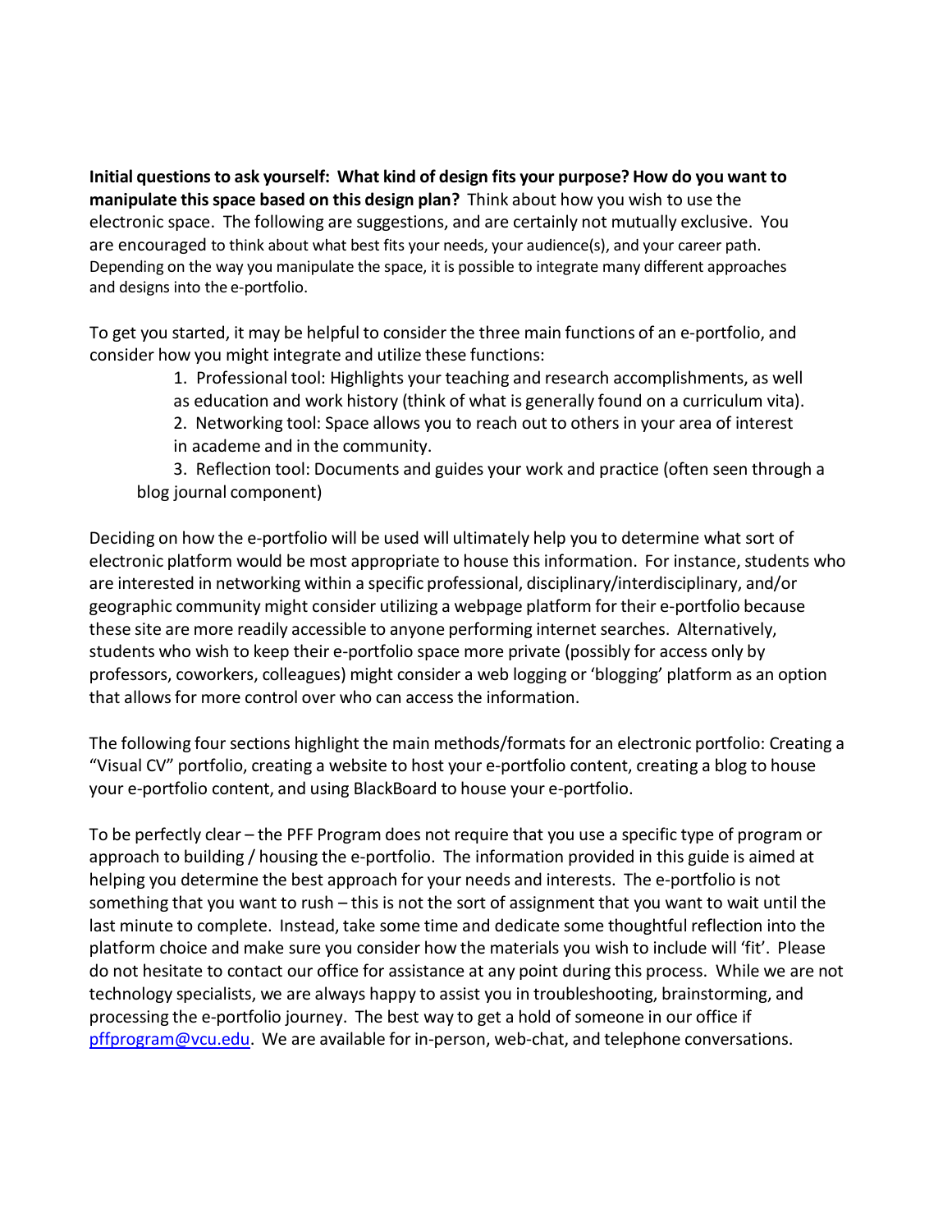**Initial questions to ask yourself: What kind of design fits your purpose? How do you want to manipulate this space based on this design plan?** Think about how you wish to use the electronic space. The following are suggestions, and are certainly not mutually exclusive. You are encouraged to think about what best fits your needs, your audience(s), and your career path. Depending on the way you manipulate the space, it is possible to integrate many different approaches and designs into the e-portfolio.

To get you started, it may be helpful to consider the three main functions of an e-portfolio, and consider how you might integrate and utilize these functions:

1. Professional tool: Highlights your teaching and research accomplishments, as well as education and work history (think of what is generally found on a curriculum vita).
2. Networking tool: Space allows you to reach out to others in your area of interest in academe and in the community.
3. Reflection tool: Documents and guides your work and practice (often seen through a blog journal component)

Deciding on how the e-portfolio will be used will ultimately help you to determine what sort of electronic platform would be most appropriate to house this information. For instance, students who are interested in networking within a specific professional, disciplinary/interdisciplinary, and/or geographic community might consider utilizing a webpage platform for their e-portfolio because these site are more readily accessible to anyone performing internet searches. Alternatively, students who wish to keep their e-portfolio space more private (possibly for access only by professors, coworkers, colleagues) might consider a web logging or 'blogging' platform as an option that allows for more control over who can access the information.

The following four sections highlight the main methods/formats for an electronic portfolio: Creating a "Visual CV" portfolio, creating a website to host your e-portfolio content, creating a blog to house your e-portfolio content, and using BlackBoard to house your e-portfolio.

To be perfectly clear – the PFF Program does not require that you use a specific type of program or approach to building / housing the e-portfolio. The information provided in this guide is aimed at helping you determine the best approach for your needs and interests. The e-portfolio is not something that you want to rush – this is not the sort of assignment that you want to wait until the last minute to complete. Instead, take some time and dedicate some thoughtful reflection into the platform choice and make sure you consider how the materials you wish to include will 'fit'. Please do not hesitate to contact our office for assistance at any point during this process. While we are not technology specialists, we are always happy to assist you in troubleshooting, brainstorming, and processing the e-portfolio journey. The best way to get a hold of someone in our office if pffprogram@vcu.edu. We are available for in-person, web-chat, and telephone conversations.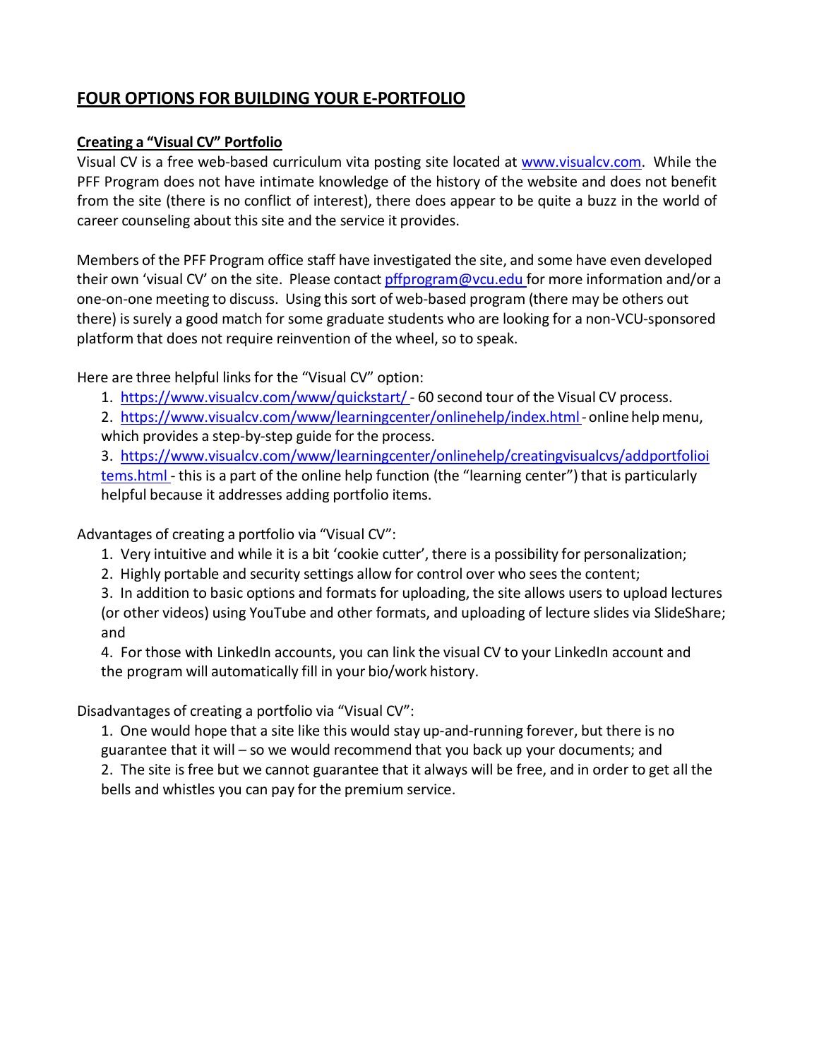## FOUR OPTIONS FOR BUILDING YOUR E-PORTFOLIO

### Creating a "Visual CV" Portfolio

Visual CV is a free web-based curriculum vita posting site located at www.visualcv.com. While the PFF Program does not have intimate knowledge of the history of the website and does not benefit from the site (there is no conflict of interest), there does appear to be quite a buzz in the world of career counseling about this site and the service it provides.

Members of the PFF Program office staff have investigated the site, and some have even developed their own 'visual CV' on the site. Please contact pffprogram@vcu.edu for more information and/or a one-on-one meeting to discuss. Using this sort of web-based program (there may be others out there) is surely a good match for some graduate students who are looking for a non-VCU-sponsored platform that does not require reinvention of the wheel, so to speak.

Here are three helpful links for the "Visual CV" option:

1. https://www.visualcv.com/www/quickstart/ - 60 second tour of the Visual CV process.
2. https://www.visualcv.com/www/learningcenter/onlinehelp/index.html - online help menu, which provides a step-by-step guide for the process.
3. https://www.visualcv.com/www/learningcenter/onlinehelp/creatingvisualcvs/addportfolioitems.html - this is a part of the online help function (the "learning center") that is particularly helpful because it addresses adding portfolio items.

Advantages of creating a portfolio via "Visual CV":

1. Very intuitive and while it is a bit 'cookie cutter', there is a possibility for personalization;
2. Highly portable and security settings allow for control over who sees the content;
3. In addition to basic options and formats for uploading, the site allows users to upload lectures (or other videos) using YouTube and other formats, and uploading of lecture slides via SlideShare; and
4. For those with LinkedIn accounts, you can link the visual CV to your LinkedIn account and the program will automatically fill in your bio/work history.

Disadvantages of creating a portfolio via "Visual CV":

1. One would hope that a site like this would stay up-and-running forever, but there is no guarantee that it will – so we would recommend that you back up your documents; and
2. The site is free but we cannot guarantee that it always will be free, and in order to get all the bells and whistles you can pay for the premium service.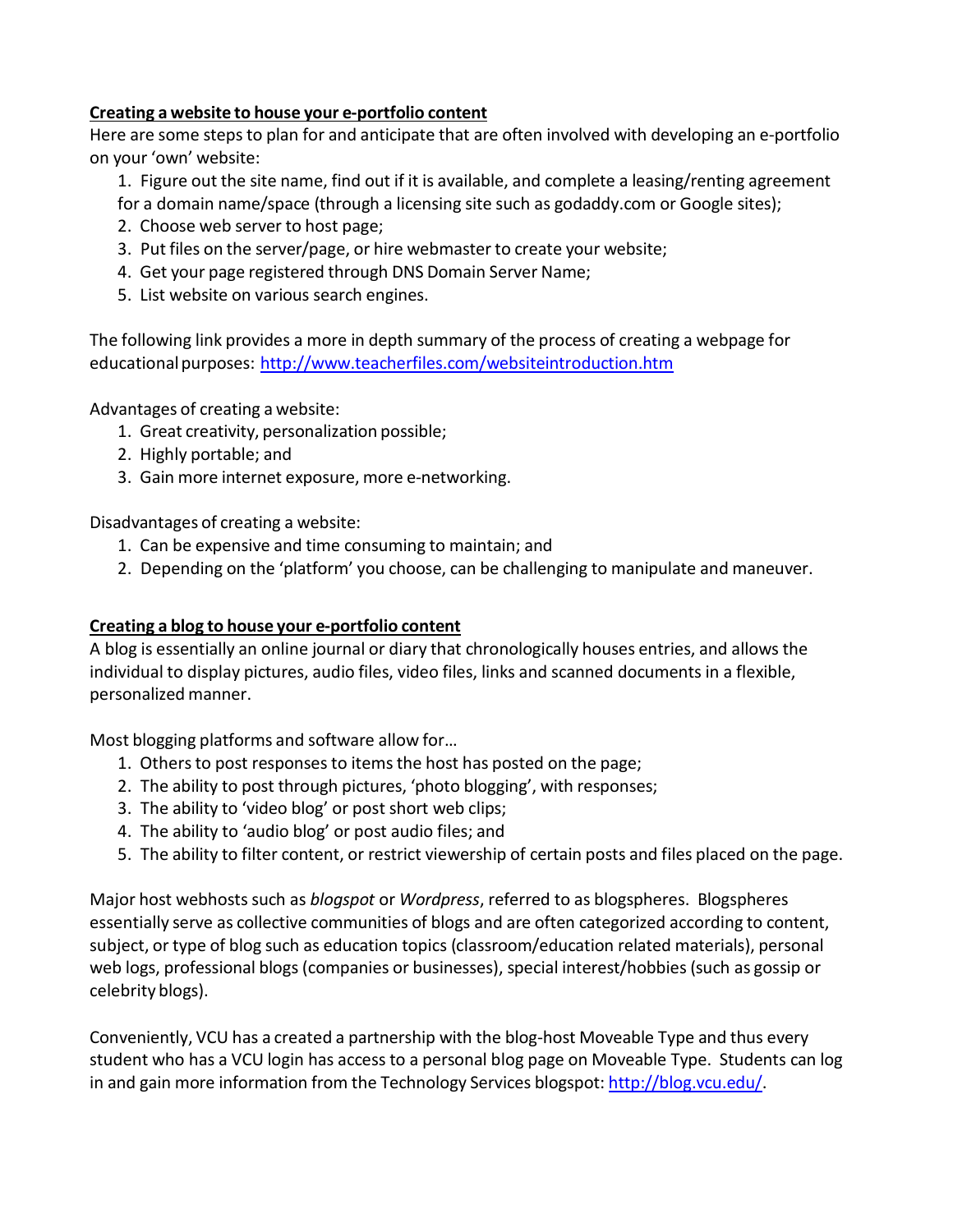**<u>Creating a website to house your e-portfolio content</u>**

Here are some steps to plan for and anticipate that are often involved with developing an e-portfolio on your 'own' website:

1. Figure out the site name, find out if it is available, and complete a leasing/renting agreement for a domain name/space (through a licensing site such as godaddy.com or Google sites);
2. Choose web server to host page;
3. Put files on the server/page, or hire webmaster to create your website;
4. Get your page registered through DNS Domain Server Name;
5. List website on various search engines.

The following link provides a more in depth summary of the process of creating a webpage for educational purposes: [http://www.teacherfiles.com/websiteintroduction.htm](http://www.teacherfiles.com/websiteintroduction.htm)

Advantages of creating a website:

1. Great creativity, personalization possible;
2. Highly portable; and
3. Gain more internet exposure, more e-networking.

Disadvantages of creating a website:

1. Can be expensive and time consuming to maintain; and
2. Depending on the 'platform' you choose, can be challenging to manipulate and maneuver.

**<u>Creating a blog to house your e-portfolio content</u>**

A blog is essentially an online journal or diary that chronologically houses entries, and allows the individual to display pictures, audio files, video files, links and scanned documents in a flexible, personalized manner.

Most blogging platforms and software allow for…

1. Others to post responses to items the host has posted on the page;
2. The ability to post through pictures, 'photo blogging', with responses;
3. The ability to 'video blog' or post short web clips;
4. The ability to 'audio blog' or post audio files; and
5. The ability to filter content, or restrict viewership of certain posts and files placed on the page.

Major host webhosts such as *blogspot* or *Wordpress*, referred to as blogspheres. Blogspheres essentially serve as collective communities of blogs and are often categorized according to content, subject, or type of blog such as education topics (classroom/education related materials), personal web logs, professional blogs (companies or businesses), special interest/hobbies (such as gossip or celebrity blogs).

Conveniently, VCU has a created a partnership with the blog-host Moveable Type and thus every student who has a VCU login has access to a personal blog page on Moveable Type. Students can log in and gain more information from the Technology Services blogspot: [http://blog.vcu.edu/](http://blog.vcu.edu/).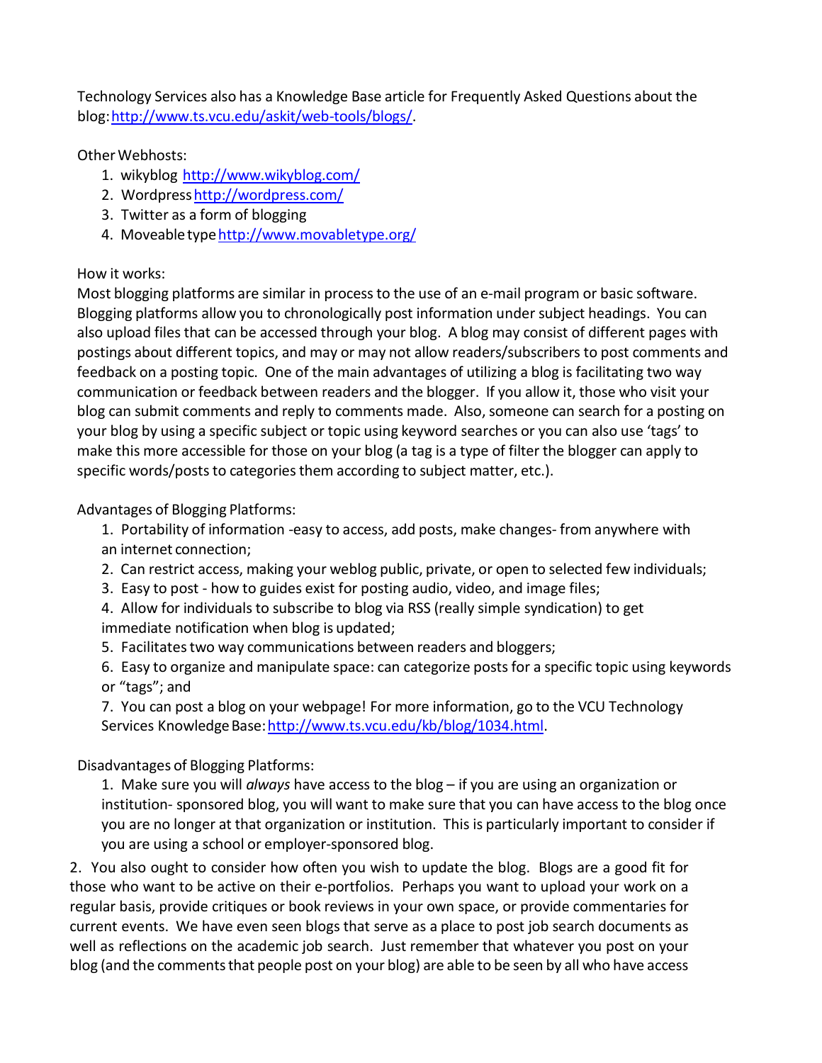Technology Services also has a Knowledge Base article for Frequently Asked Questions about the blog: http://www.ts.vcu.edu/askit/web-tools/blogs/.

Other Webhosts:

1. wikyblog http://www.wikyblog.com/
2. Wordpress http://wordpress.com/
3. Twitter as a form of blogging
4. Moveable type http://www.movabletype.org/

How it works:

Most blogging platforms are similar in process to the use of an e-mail program or basic software. Blogging platforms allow you to chronologically post information under subject headings. You can also upload files that can be accessed through your blog. A blog may consist of different pages with postings about different topics, and may or may not allow readers/subscribers to post comments and feedback on a posting topic. One of the main advantages of utilizing a blog is facilitating two way communication or feedback between readers and the blogger. If you allow it, those who visit your blog can submit comments and reply to comments made. Also, someone can search for a posting on your blog by using a specific subject or topic using keyword searches or you can also use 'tags' to make this more accessible for those on your blog (a tag is a type of filter the blogger can apply to specific words/posts to categories them according to subject matter, etc.).

Advantages of Blogging Platforms:

1. Portability of information -easy to access, add posts, make changes- from anywhere with an internet connection;
2. Can restrict access, making your weblog public, private, or open to selected few individuals;
3. Easy to post - how to guides exist for posting audio, video, and image files;
4. Allow for individuals to subscribe to blog via RSS (really simple syndication) to get immediate notification when blog is updated;
5. Facilitates two way communications between readers and bloggers;
6. Easy to organize and manipulate space: can categorize posts for a specific topic using keywords or "tags"; and
7. You can post a blog on your webpage! For more information, go to the VCU Technology Services Knowledge Base: http://www.ts.vcu.edu/kb/blog/1034.html.

Disadvantages of Blogging Platforms:

1. Make sure you will *always* have access to the blog – if you are using an organization or institution- sponsored blog, you will want to make sure that you can have access to the blog once you are no longer at that organization or institution. This is particularly important to consider if you are using a school or employer-sponsored blog.
2. You also ought to consider how often you wish to update the blog. Blogs are a good fit for those who want to be active on their e-portfolios. Perhaps you want to upload your work on a regular basis, provide critiques or book reviews in your own space, or provide commentaries for current events. We have even seen blogs that serve as a place to post job search documents as well as reflections on the academic job search. Just remember that whatever you post on your blog (and the comments that people post on your blog) are able to be seen by all who have access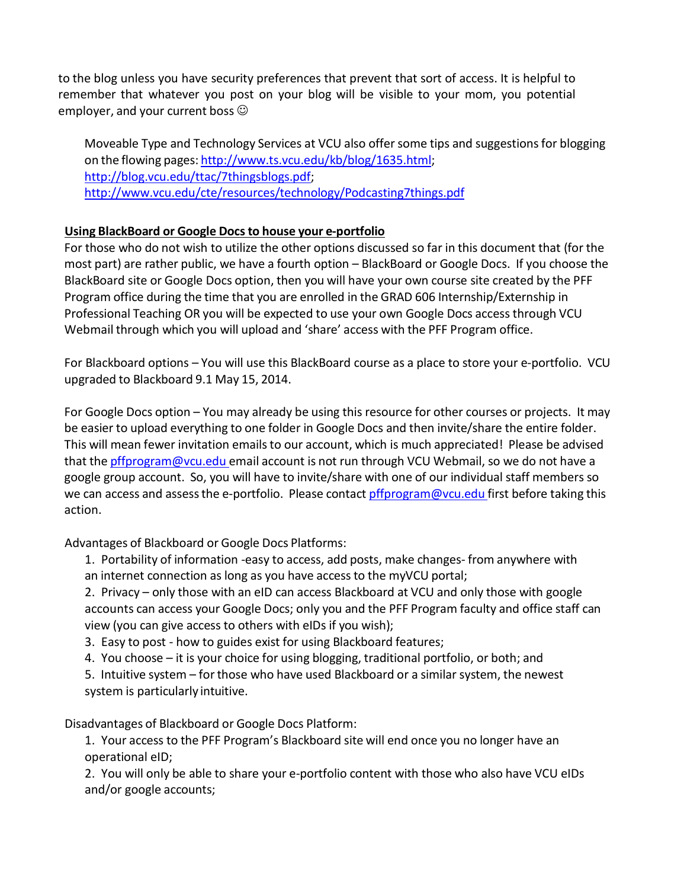to the blog unless you have security preferences that prevent that sort of access. It is helpful to remember that whatever you post on your blog will be visible to your mom, you potential employer, and your current boss ☺

Moveable Type and Technology Services at VCU also offer some tips and suggestions for blogging on the flowing pages: http://www.ts.vcu.edu/kb/blog/1635.html; http://blog.vcu.edu/ttac/7thingsblogs.pdf; http://www.vcu.edu/cte/resources/technology/Podcasting7things.pdf

**Using BlackBoard or Google Docs to house your e-portfolio**

For those who do not wish to utilize the other options discussed so far in this document that (for the most part) are rather public, we have a fourth option – BlackBoard or Google Docs. If you choose the BlackBoard site or Google Docs option, then you will have your own course site created by the PFF Program office during the time that you are enrolled in the GRAD 606 Internship/Externship in Professional Teaching OR you will be expected to use your own Google Docs access through VCU Webmail through which you will upload and 'share' access with the PFF Program office.

For Blackboard options – You will use this BlackBoard course as a place to store your e-portfolio. VCU upgraded to Blackboard 9.1 May 15, 2014.

For Google Docs option – You may already be using this resource for other courses or projects. It may be easier to upload everything to one folder in Google Docs and then invite/share the entire folder. This will mean fewer invitation emails to our account, which is much appreciated! Please be advised that the pffprogram@vcu.edu email account is not run through VCU Webmail, so we do not have a google group account. So, you will have to invite/share with one of our individual staff members so we can access and assess the e-portfolio. Please contact pffprogram@vcu.edu first before taking this action.

Advantages of Blackboard or Google Docs Platforms:

1. Portability of information -easy to access, add posts, make changes- from anywhere with an internet connection as long as you have access to the myVCU portal;
2. Privacy – only those with an eID can access Blackboard at VCU and only those with google accounts can access your Google Docs; only you and the PFF Program faculty and office staff can view (you can give access to others with eIDs if you wish);
3. Easy to post - how to guides exist for using Blackboard features;
4. You choose – it is your choice for using blogging, traditional portfolio, or both; and
5. Intuitive system – for those who have used Blackboard or a similar system, the newest system is particularly intuitive.

Disadvantages of Blackboard or Google Docs Platform:

1. Your access to the PFF Program's Blackboard site will end once you no longer have an operational eID;
2. You will only be able to share your e-portfolio content with those who also have VCU eIDs and/or google accounts;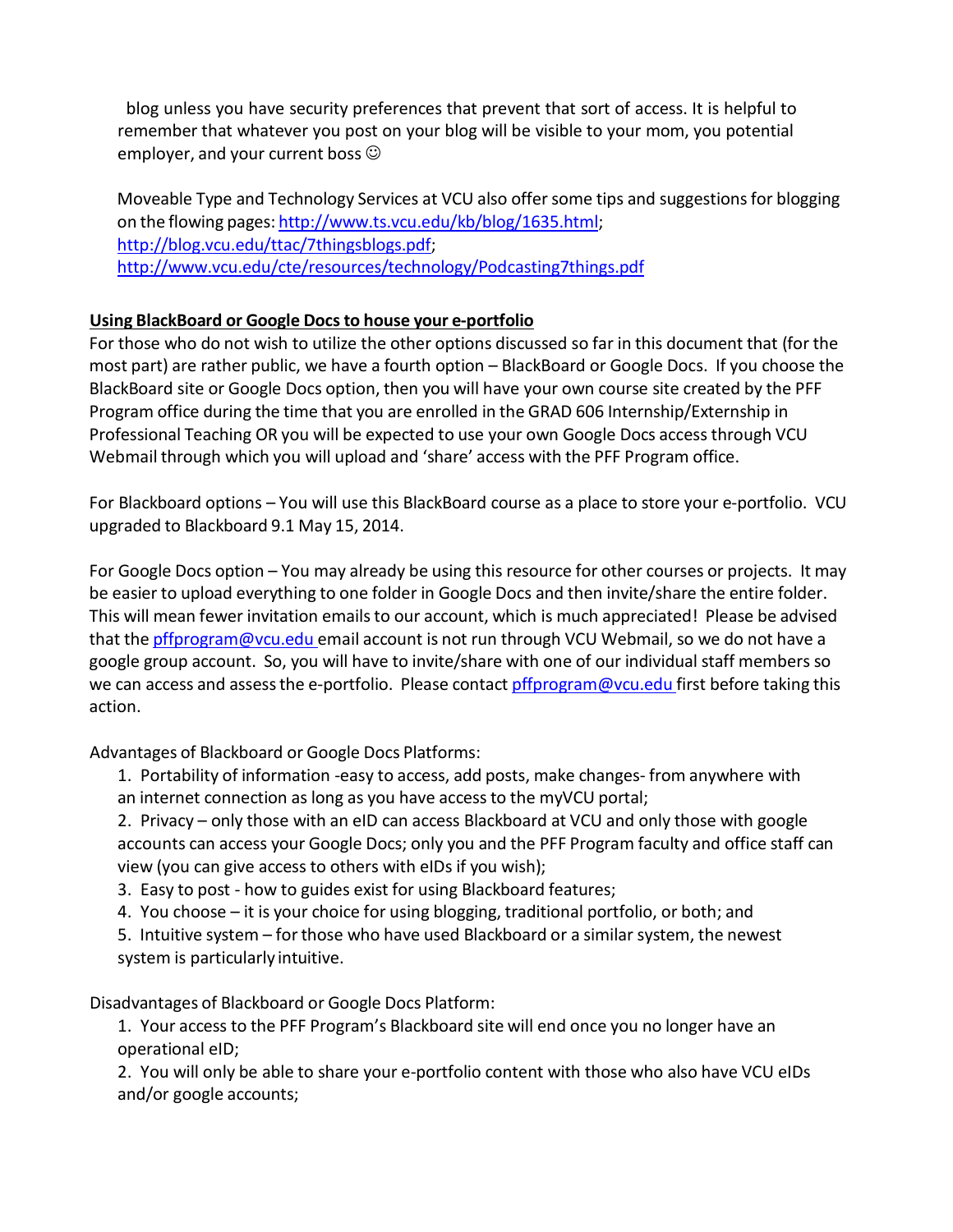blog unless you have security preferences that prevent that sort of access. It is helpful to remember that whatever you post on your blog will be visible to your mom, you potential employer, and your current boss ☺

Moveable Type and Technology Services at VCU also offer some tips and suggestions for blogging on the flowing pages: [http://www.ts.vcu.edu/kb/blog/1635.html](http://www.ts.vcu.edu/kb/blog/1635.html); [http://blog.vcu.edu/ttac/7thingsblogs.pdf](http://blog.vcu.edu/ttac/7thingsblogs.pdf); [http://www.vcu.edu/cte/resources/technology/Podcasting7things.pdf](http://www.vcu.edu/cte/resources/technology/Podcasting7things.pdf)

**Using BlackBoard or Google Docs to house your e-portfolio**

For those who do not wish to utilize the other options discussed so far in this document that (for the most part) are rather public, we have a fourth option – BlackBoard or Google Docs. If you choose the BlackBoard site or Google Docs option, then you will have your own course site created by the PFF Program office during the time that you are enrolled in the GRAD 606 Internship/Externship in Professional Teaching OR you will be expected to use your own Google Docs access through VCU Webmail through which you will upload and 'share' access with the PFF Program office.

For Blackboard options – You will use this BlackBoard course as a place to store your e-portfolio. VCU upgraded to Blackboard 9.1 May 15, 2014.

For Google Docs option – You may already be using this resource for other courses or projects. It may be easier to upload everything to one folder in Google Docs and then invite/share the entire folder. This will mean fewer invitation emails to our account, which is much appreciated! Please be advised that the [pffprogram@vcu.edu](mailto:pffprogram@vcu.edu) email account is not run through VCU Webmail, so we do not have a google group account. So, you will have to invite/share with one of our individual staff members so we can access and assess the e-portfolio. Please contact [pffprogram@vcu.edu](mailto:pffprogram@vcu.edu) first before taking this action.

Advantages of Blackboard or Google Docs Platforms:

1. Portability of information -easy to access, add posts, make changes- from anywhere with an internet connection as long as you have access to the myVCU portal;
2. Privacy – only those with an eID can access Blackboard at VCU and only those with google accounts can access your Google Docs; only you and the PFF Program faculty and office staff can view (you can give access to others with eIDs if you wish);
3. Easy to post - how to guides exist for using Blackboard features;
4. You choose – it is your choice for using blogging, traditional portfolio, or both; and
5. Intuitive system – for those who have used Blackboard or a similar system, the newest system is particularly intuitive.

Disadvantages of Blackboard or Google Docs Platform:

1. Your access to the PFF Program's Blackboard site will end once you no longer have an operational eID;
2. You will only be able to share your e-portfolio content with those who also have VCU eIDs and/or google accounts;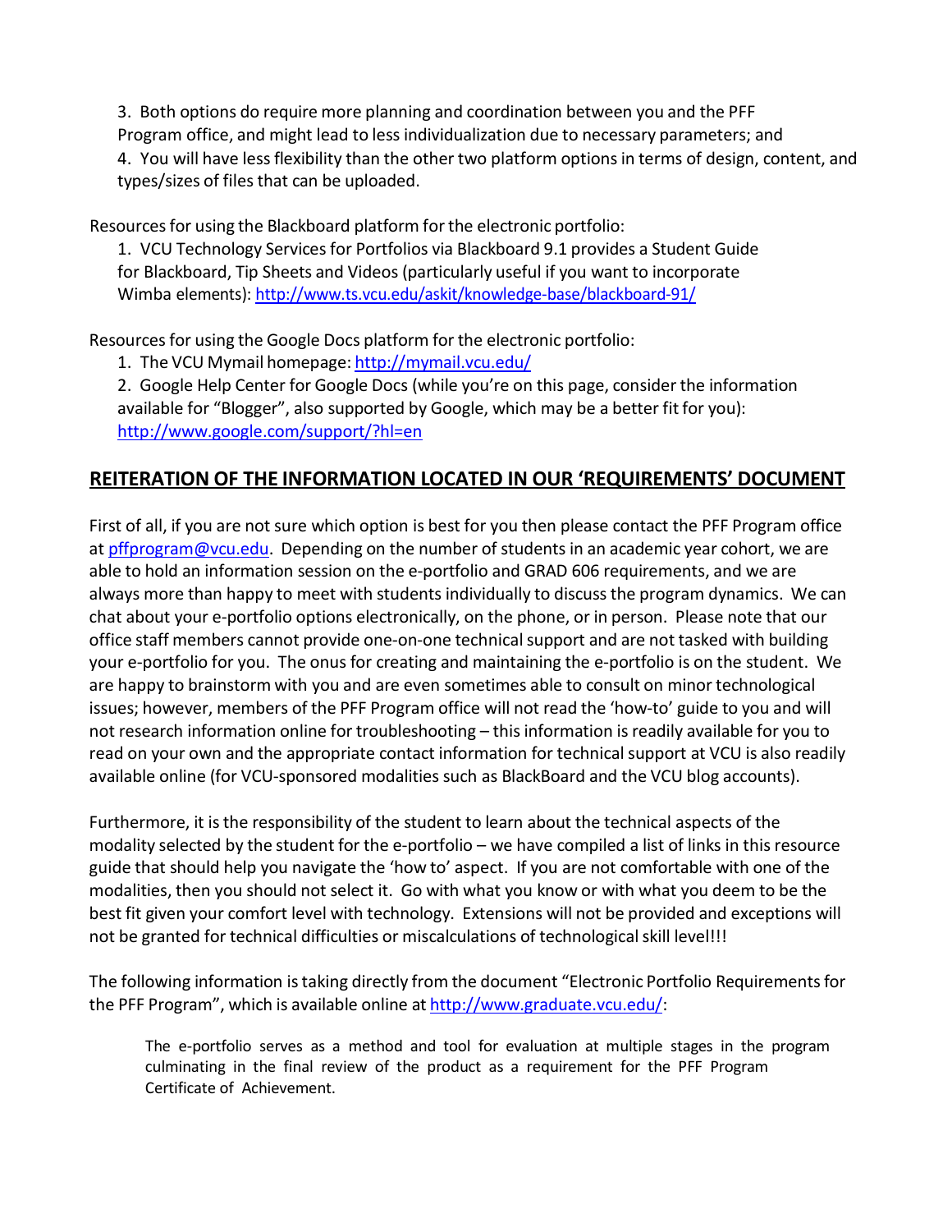3. Both options do require more planning and coordination between you and the PFF Program office, and might lead to less individualization due to necessary parameters; and
4. You will have less flexibility than the other two platform options in terms of design, content, and types/sizes of files that can be uploaded.

Resources for using the Blackboard platform for the electronic portfolio:

1. VCU Technology Services for Portfolios via Blackboard 9.1 provides a Student Guide for Blackboard, Tip Sheets and Videos (particularly useful if you want to incorporate Wimba elements): http://www.ts.vcu.edu/askit/knowledge-base/blackboard-91/

Resources for using the Google Docs platform for the electronic portfolio:

1. The VCU Mymail homepage: http://mymail.vcu.edu/
2. Google Help Center for Google Docs (while you're on this page, consider the information available for "Blogger", also supported by Google, which may be a better fit for you): http://www.google.com/support/?hl=en

## REITERATION OF THE INFORMATION LOCATED IN OUR 'REQUIREMENTS' DOCUMENT

First of all, if you are not sure which option is best for you then please contact the PFF Program office at pffprogram@vcu.edu. Depending on the number of students in an academic year cohort, we are able to hold an information session on the e-portfolio and GRAD 606 requirements, and we are always more than happy to meet with students individually to discuss the program dynamics. We can chat about your e-portfolio options electronically, on the phone, or in person. Please note that our office staff members cannot provide one-on-one technical support and are not tasked with building your e-portfolio for you. The onus for creating and maintaining the e-portfolio is on the student. We are happy to brainstorm with you and are even sometimes able to consult on minor technological issues; however, members of the PFF Program office will not read the 'how-to' guide to you and will not research information online for troubleshooting – this information is readily available for you to read on your own and the appropriate contact information for technical support at VCU is also readily available online (for VCU-sponsored modalities such as BlackBoard and the VCU blog accounts).

Furthermore, it is the responsibility of the student to learn about the technical aspects of the modality selected by the student for the e-portfolio – we have compiled a list of links in this resource guide that should help you navigate the 'how to' aspect. If you are not comfortable with one of the modalities, then you should not select it. Go with what you know or with what you deem to be the best fit given your comfort level with technology. Extensions will not be provided and exceptions will not be granted for technical difficulties or miscalculations of technological skill level!!!

The following information is taking directly from the document "Electronic Portfolio Requirements for the PFF Program", which is available online at http://www.graduate.vcu.edu/:

> The e-portfolio serves as a method and tool for evaluation at multiple stages in the program culminating in the final review of the product as a requirement for the PFF Program Certificate of Achievement.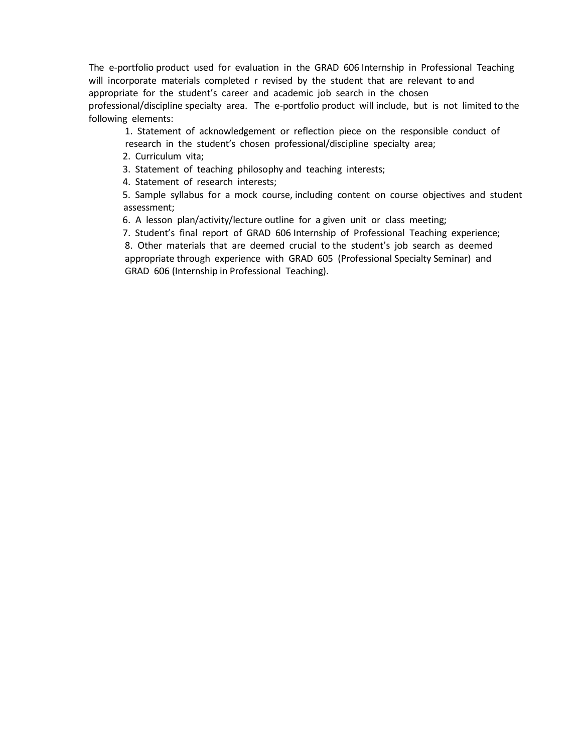The e-portfolio product used for evaluation in the GRAD 606 Internship in Professional Teaching will incorporate materials completed r revised by the student that are relevant to and appropriate for the student's career and academic job search in the chosen professional/discipline specialty area. The e-portfolio product will include, but is not limited to the following elements:

1. Statement of acknowledgement or reflection piece on the responsible conduct of research in the student's chosen professional/discipline specialty area;
2. Curriculum vita;
3. Statement of teaching philosophy and teaching interests;
4. Statement of research interests;
5. Sample syllabus for a mock course, including content on course objectives and student assessment;
6. A lesson plan/activity/lecture outline for a given unit or class meeting;
7. Student's final report of GRAD 606 Internship of Professional Teaching experience;
8. Other materials that are deemed crucial to the student's job search as deemed appropriate through experience with GRAD 605 (Professional Specialty Seminar) and GRAD 606 (Internship in Professional Teaching).